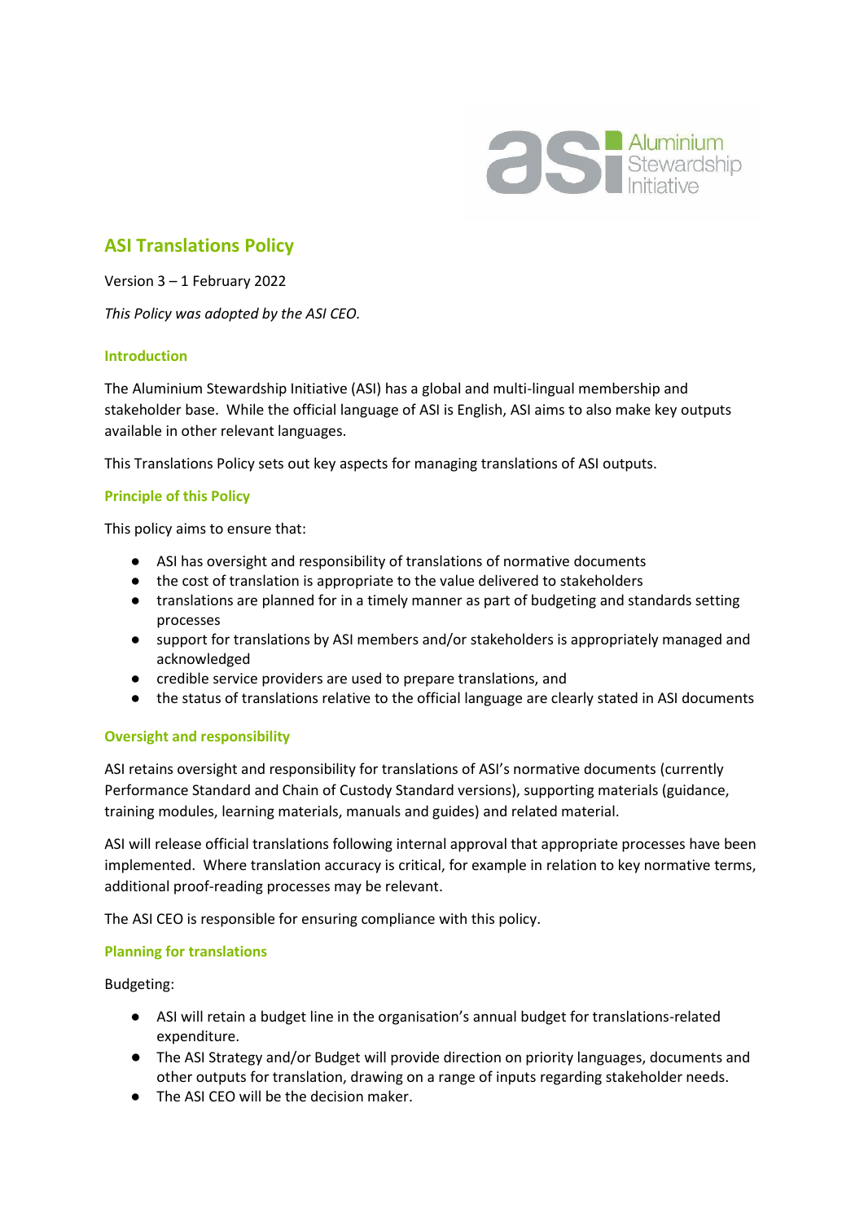# ASI Translations Policy

Version 3 – 1 February 2022

*This Policy was adopted by the ASI CEO.*

## Introduction

The Aluminium Stewardship Initiative (ASI) has a global and multi-lingual membership and stakeholder base. While the official language of ASI is English, ASI aims to also make key outputs available in other relevant languages.

This Translations Policy sets out key aspects for managing translations of ASI outputs.

## Principle of this Policy

This policy aims to ensure that:

- ASI has oversight and responsibility of translations of normative documents
- the cost of translation is appropriate to the value delivered to stakeholders
- translations are planned for in a timely manner as part of budgeting and standards setting processes
- support for translations by ASI members and/or stakeholders is appropriately managed and acknowledged
- credible service providers are used to prepare translations, and
- the status of translations relative to the official language are clearly stated in ASI documents

## Oversight and responsibility

ASI retains oversight and responsibility for translations of ASI's normative documents (currently Performance Standard and Chain of Custody Standard versions), supporting materials (guidance, training modules, learning materials, manuals and guides) and related material.

ASI will release official translations following internal approval that appropriate processes have been implemented. Where translation accuracy is critical, for example in relation to key normative terms, additional proof-reading processes may be relevant.

The ASI CEO is responsible for ensuring compliance with this policy.

## Planning for translations

Budgeting:

- ASI will retain a budget line in the organisation's annual budget for translations-related expenditure.
- The ASI Strategy and/or Budget will provide direction on priority languages, documents and other outputs for translation, drawing on a range of inputs regarding stakeholder needs.
- The ASI CEO will be the decision maker.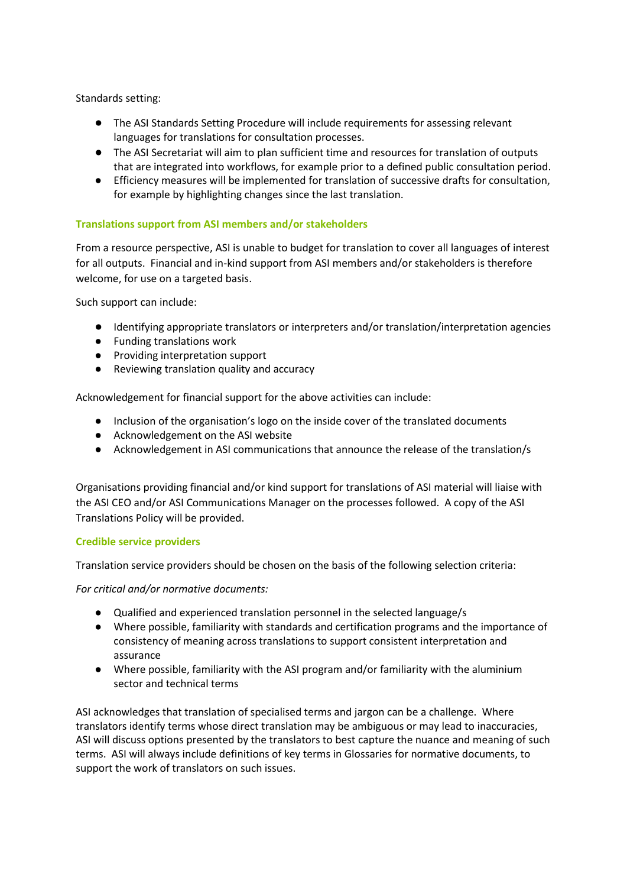Standards setting:

- The ASI Standards Setting Procedure will include requirements for assessing relevant languages for translations for consultation processes.
- The ASI Secretariat will aim to plan sufficient time and resources for translation of outputs that are integrated into workflows, for example prior to a defined public consultation period.
- Efficiency measures will be implemented for translation of successive drafts for consultation, for example by highlighting changes since the last translation.

### Translations support from ASI members and/or stakeholders

From a resource perspective, ASI is unable to budget for translation to cover all languages of interest for all outputs. Financial and in-kind support from ASI members and/or stakeholders is therefore welcome, for use on a targeted basis.

Such support can include:

- Identifying appropriate translators or interpreters and/or translation/interpretation agencies
- Funding translations work
- Providing interpretation support
- Reviewing translation quality and accuracy

Acknowledgement for financial support for the above activities can include:

- Inclusion of the organisation's logo on the inside cover of the translated documents
- Acknowledgement on the ASI website
- Acknowledgement in ASI communications that announce the release of the translation/s

Organisations providing financial and/or kind support for translations of ASI material will liaise with the ASI CEO and/or ASI Communications Manager on the processes followed. A copy of the ASI Translations Policy will be provided.

### Credible service providers

Translation service providers should be chosen on the basis of the following selection criteria:

*For critical and/or normative documents:*

- Qualified and experienced translation personnel in the selected language/s
- Where possible, familiarity with standards and certification programs and the importance of consistency of meaning across translations to support consistent interpretation and assurance
- Where possible, familiarity with the ASI program and/or familiarity with the aluminium sector and technical terms

ASI acknowledges that translation of specialised terms and jargon can be a challenge. Where translators identify terms whose direct translation may be ambiguous or may lead to inaccuracies, ASI will discuss options presented by the translators to best capture the nuance and meaning of such terms. ASI will always include definitions of key terms in Glossaries for normative documents, to support the work of translators on such issues.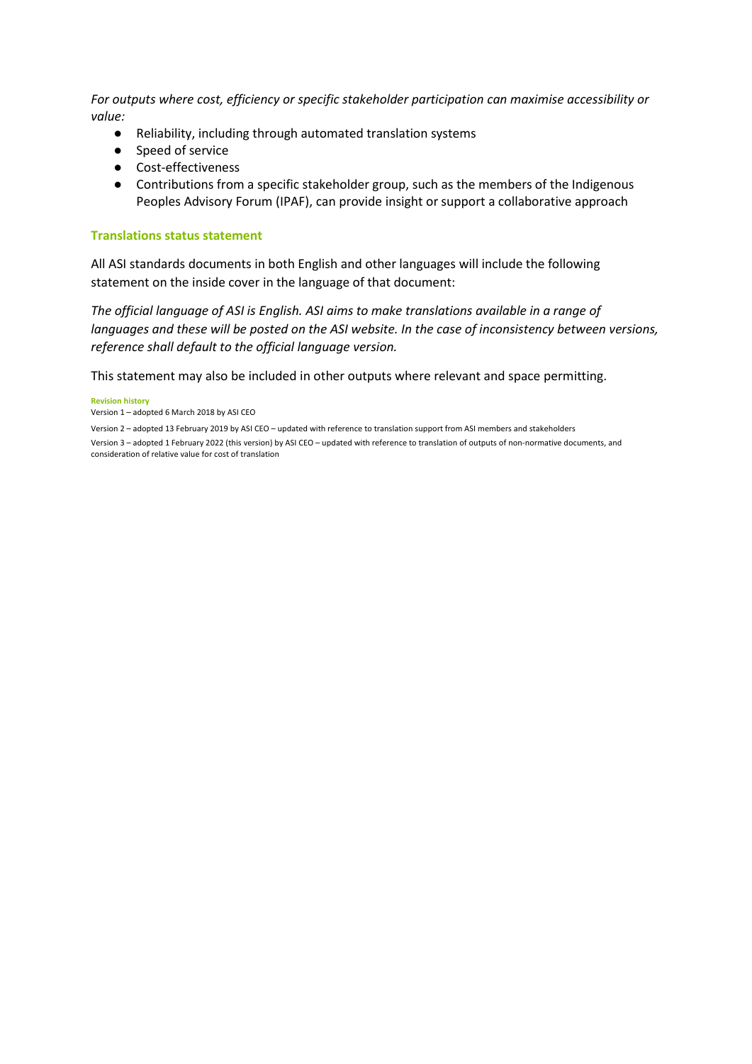*For outputs where cost, efficiency or specific stakeholder participation can maximise accessibility or value:*

- Reliability, including through automated translation systems
- Speed of service
- Cost-effectiveness
- Contributions from a specific stakeholder group, such as the members of the Indigenous Peoples Advisory Forum (IPAF), can provide insight or support a collaborative approach

## Translations status statement

All ASI standards documents in both English and other languages will include the following statement on the inside cover in the language of that document:

*The official language of ASI is English. ASI aims to make translations available in a range of languages and these will be posted on the ASI website. In the case of inconsistency between versions, reference shall default to the official language version.*

This statement may also be included in other outputs where relevant and space permitting.

**Revision history**

Version 1 – adopted 6 March 2018 by ASI CEO

Version 2 – adopted 13 February 2019 by ASI CEO – updated with reference to translation support from ASI members and stakeholders

Version 3 – adopted 1 February 2022 (this version) by ASI CEO – updated with reference to translation of outputs of non-normative documents, and consideration of relative value for cost of translation